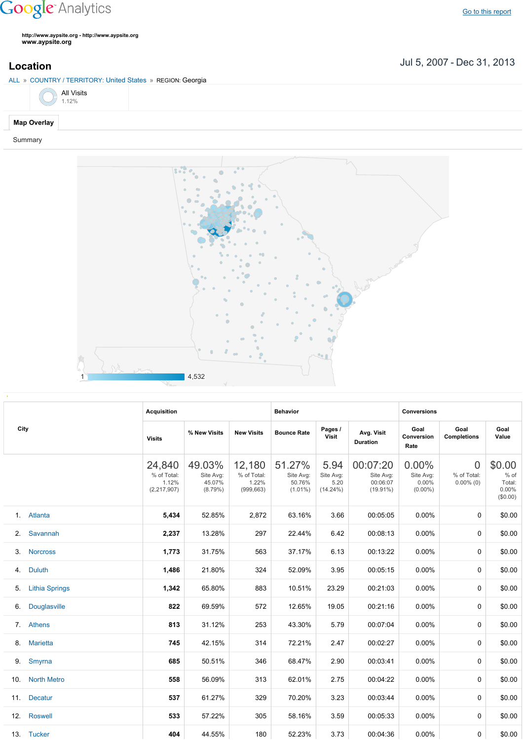Google Analytics

Go to this report

http://www.aypsite.org - http://www.aypsite.org
www.aypsite.org

## Location

Jul 5, 2007 - Dec 31, 2013

ALL » COUNTRY / TERRITORY: United States » REGION: Georgia

All Visits
1.12%

Map Overlay

Summary

1 — 4,532

| City | Acquisition | | | Behavior | | | Conversions | | |
|---|---|---|---|---|---|---|---|---|---|
| | Visits | % New Visits | New Visits | Bounce Rate | Pages / Visit | Avg. Visit Duration | Goal Conversion Rate | Goal Completions | Goal Value |
| | 24,840 % of Total: 1.12% (2,217,907) | 49.03% Site Avg: 45.07% (8.79%) | 12,180 % of Total: 1.22% (999,663) | 51.27% Site Avg: 50.76% (1.01%) | 5.94 Site Avg: 5.20 (14.24%) | 00:07:20 Site Avg: 00:06:07 (19.91%) | 0.00% Site Avg: 0.00% (0.00%) | 0 % of Total: 0.00% (0) | $0.00 % of Total: 0.00% ($0.00) |
| 1. Atlanta | 5,434 | 52.85% | 2,872 | 63.16% | 3.66 | 00:05:05 | 0.00% | 0 | $0.00 |
| 2. Savannah | 2,237 | 13.28% | 297 | 22.44% | 6.42 | 00:08:13 | 0.00% | 0 | $0.00 |
| 3. Norcross | 1,773 | 31.75% | 563 | 37.17% | 6.13 | 00:13:22 | 0.00% | 0 | $0.00 |
| 4. Duluth | 1,486 | 21.80% | 324 | 52.09% | 3.95 | 00:05:15 | 0.00% | 0 | $0.00 |
| 5. Lithia Springs | 1,342 | 65.80% | 883 | 10.51% | 23.29 | 00:21:03 | 0.00% | 0 | $0.00 |
| 6. Douglasville | 822 | 69.59% | 572 | 12.65% | 19.05 | 00:21:16 | 0.00% | 0 | $0.00 |
| 7. Athens | 813 | 31.12% | 253 | 43.30% | 5.79 | 00:07:04 | 0.00% | 0 | $0.00 |
| 8. Marietta | 745 | 42.15% | 314 | 72.21% | 2.47 | 00:02:27 | 0.00% | 0 | $0.00 |
| 9. Smyrna | 685 | 50.51% | 346 | 68.47% | 2.90 | 00:03:41 | 0.00% | 0 | $0.00 |
| 10. North Metro | 558 | 56.09% | 313 | 62.01% | 2.75 | 00:04:22 | 0.00% | 0 | $0.00 |
| 11. Decatur | 537 | 61.27% | 329 | 70.20% | 3.23 | 00:03:44 | 0.00% | 0 | $0.00 |
| 12. Roswell | 533 | 57.22% | 305 | 58.16% | 3.59 | 00:05:33 | 0.00% | 0 | $0.00 |
| 13. Tucker | 404 | 44.55% | 180 | 52.23% | 3.73 | 00:04:36 | 0.00% | 0 | $0.00 |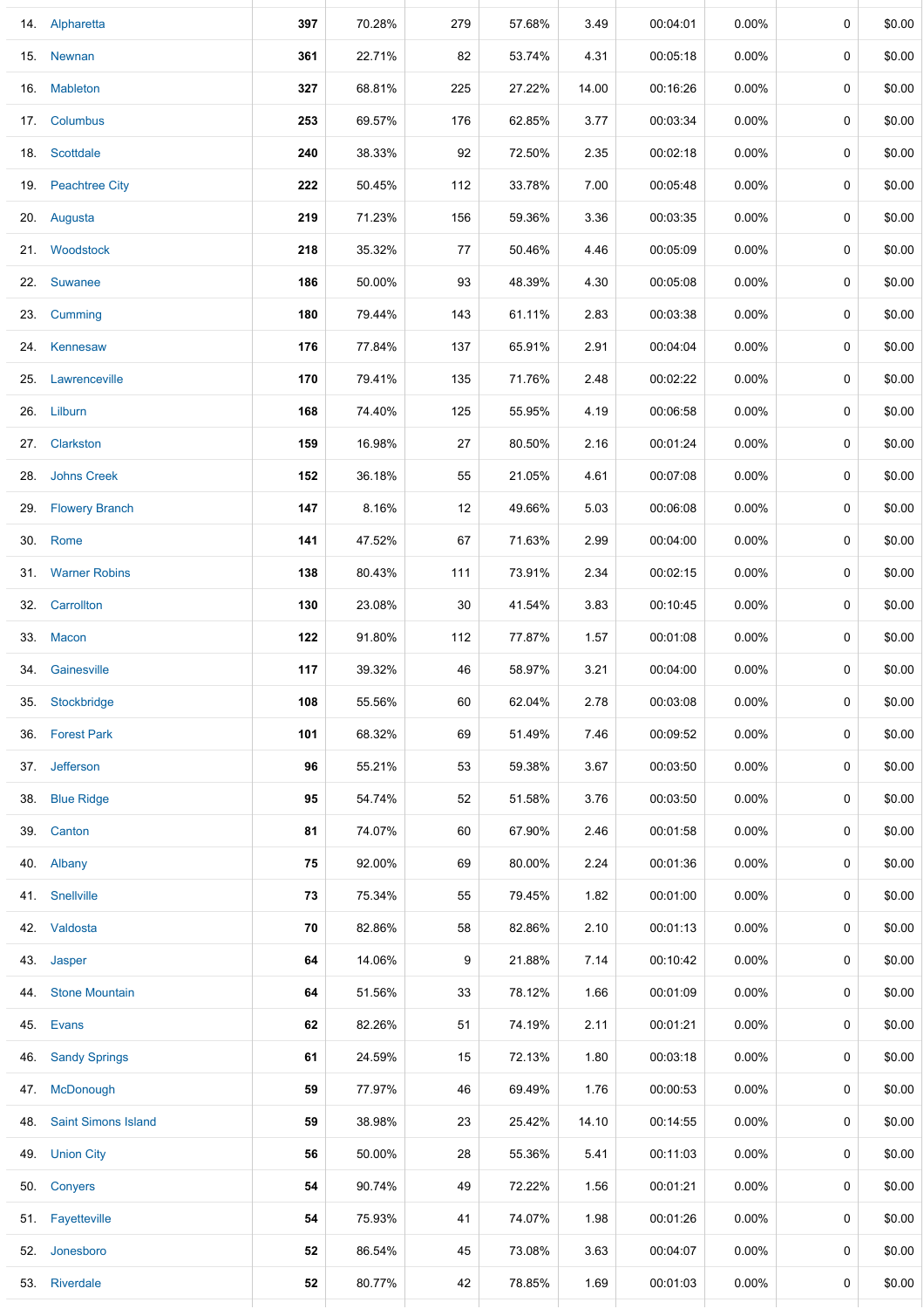|  |  |  |  |  |  |  |  |  |  |  |
|---|---|---|---|---|---|---|---|---|---|---|
| 14. | Alpharetta | **397** | 70.28% | 279 | 57.68% | 3.49 | 00:04:01 | 0.00% | 0 | $0.00 |
| 15. | Newnan | **361** | 22.71% | 82 | 53.74% | 4.31 | 00:05:18 | 0.00% | 0 | $0.00 |
| 16. | Mableton | **327** | 68.81% | 225 | 27.22% | 14.00 | 00:16:26 | 0.00% | 0 | $0.00 |
| 17. | Columbus | **253** | 69.57% | 176 | 62.85% | 3.77 | 00:03:34 | 0.00% | 0 | $0.00 |
| 18. | Scottdale | **240** | 38.33% | 92 | 72.50% | 2.35 | 00:02:18 | 0.00% | 0 | $0.00 |
| 19. | Peachtree City | **222** | 50.45% | 112 | 33.78% | 7.00 | 00:05:48 | 0.00% | 0 | $0.00 |
| 20. | Augusta | **219** | 71.23% | 156 | 59.36% | 3.36 | 00:03:35 | 0.00% | 0 | $0.00 |
| 21. | Woodstock | **218** | 35.32% | 77 | 50.46% | 4.46 | 00:05:09 | 0.00% | 0 | $0.00 |
| 22. | Suwanee | **186** | 50.00% | 93 | 48.39% | 4.30 | 00:05:08 | 0.00% | 0 | $0.00 |
| 23. | Cumming | **180** | 79.44% | 143 | 61.11% | 2.83 | 00:03:38 | 0.00% | 0 | $0.00 |
| 24. | Kennesaw | **176** | 77.84% | 137 | 65.91% | 2.91 | 00:04:04 | 0.00% | 0 | $0.00 |
| 25. | Lawrenceville | **170** | 79.41% | 135 | 71.76% | 2.48 | 00:02:22 | 0.00% | 0 | $0.00 |
| 26. | Lilburn | **168** | 74.40% | 125 | 55.95% | 4.19 | 00:06:58 | 0.00% | 0 | $0.00 |
| 27. | Clarkston | **159** | 16.98% | 27 | 80.50% | 2.16 | 00:01:24 | 0.00% | 0 | $0.00 |
| 28. | Johns Creek | **152** | 36.18% | 55 | 21.05% | 4.61 | 00:07:08 | 0.00% | 0 | $0.00 |
| 29. | Flowery Branch | **147** | 8.16% | 12 | 49.66% | 5.03 | 00:06:08 | 0.00% | 0 | $0.00 |
| 30. | Rome | **141** | 47.52% | 67 | 71.63% | 2.99 | 00:04:00 | 0.00% | 0 | $0.00 |
| 31. | Warner Robins | **138** | 80.43% | 111 | 73.91% | 2.34 | 00:02:15 | 0.00% | 0 | $0.00 |
| 32. | Carrollton | **130** | 23.08% | 30 | 41.54% | 3.83 | 00:10:45 | 0.00% | 0 | $0.00 |
| 33. | Macon | **122** | 91.80% | 112 | 77.87% | 1.57 | 00:01:08 | 0.00% | 0 | $0.00 |
| 34. | Gainesville | **117** | 39.32% | 46 | 58.97% | 3.21 | 00:04:00 | 0.00% | 0 | $0.00 |
| 35. | Stockbridge | **108** | 55.56% | 60 | 62.04% | 2.78 | 00:03:08 | 0.00% | 0 | $0.00 |
| 36. | Forest Park | **101** | 68.32% | 69 | 51.49% | 7.46 | 00:09:52 | 0.00% | 0 | $0.00 |
| 37. | Jefferson | **96** | 55.21% | 53 | 59.38% | 3.67 | 00:03:50 | 0.00% | 0 | $0.00 |
| 38. | Blue Ridge | **95** | 54.74% | 52 | 51.58% | 3.76 | 00:03:50 | 0.00% | 0 | $0.00 |
| 39. | Canton | **81** | 74.07% | 60 | 67.90% | 2.46 | 00:01:58 | 0.00% | 0 | $0.00 |
| 40. | Albany | **75** | 92.00% | 69 | 80.00% | 2.24 | 00:01:36 | 0.00% | 0 | $0.00 |
| 41. | Snellville | **73** | 75.34% | 55 | 79.45% | 1.82 | 00:01:00 | 0.00% | 0 | $0.00 |
| 42. | Valdosta | **70** | 82.86% | 58 | 82.86% | 2.10 | 00:01:13 | 0.00% | 0 | $0.00 |
| 43. | Jasper | **64** | 14.06% | 9 | 21.88% | 7.14 | 00:10:42 | 0.00% | 0 | $0.00 |
| 44. | Stone Mountain | **64** | 51.56% | 33 | 78.12% | 1.66 | 00:01:09 | 0.00% | 0 | $0.00 |
| 45. | Evans | **62** | 82.26% | 51 | 74.19% | 2.11 | 00:01:21 | 0.00% | 0 | $0.00 |
| 46. | Sandy Springs | **61** | 24.59% | 15 | 72.13% | 1.80 | 00:03:18 | 0.00% | 0 | $0.00 |
| 47. | McDonough | **59** | 77.97% | 46 | 69.49% | 1.76 | 00:00:53 | 0.00% | 0 | $0.00 |
| 48. | Saint Simons Island | **59** | 38.98% | 23 | 25.42% | 14.10 | 00:14:55 | 0.00% | 0 | $0.00 |
| 49. | Union City | **56** | 50.00% | 28 | 55.36% | 5.41 | 00:11:03 | 0.00% | 0 | $0.00 |
| 50. | Conyers | **54** | 90.74% | 49 | 72.22% | 1.56 | 00:01:21 | 0.00% | 0 | $0.00 |
| 51. | Fayetteville | **54** | 75.93% | 41 | 74.07% | 1.98 | 00:01:26 | 0.00% | 0 | $0.00 |
| 52. | Jonesboro | **52** | 86.54% | 45 | 73.08% | 3.63 | 00:04:07 | 0.00% | 0 | $0.00 |
| 53. | Riverdale | **52** | 80.77% | 42 | 78.85% | 1.69 | 00:01:03 | 0.00% | 0 | $0.00 |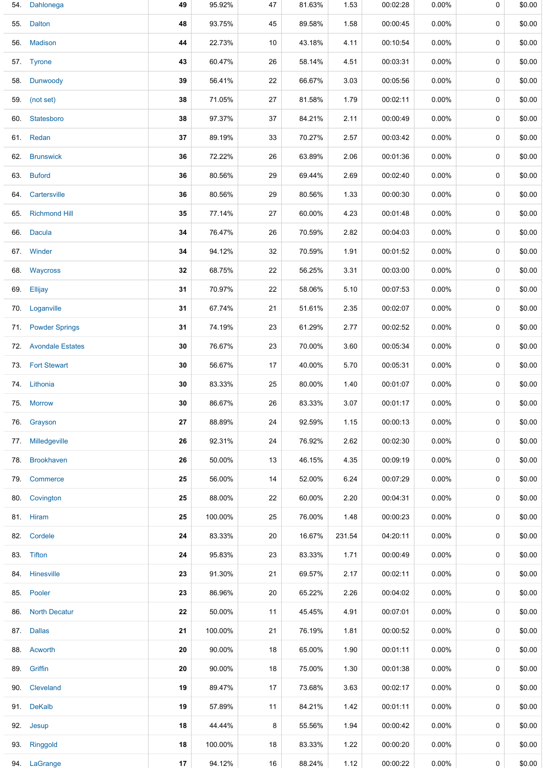| | | | | | | | | | |
|---|---|---|---|---|---|---|---|---|---|
| 54. | Dahlonega | 49 | 95.92% | 47 | 81.63% | 1.53 | 00:02:28 | 0.00% | 0 | $0.00 |
| 55. | Dalton | 48 | 93.75% | 45 | 89.58% | 1.58 | 00:00:45 | 0.00% | 0 | $0.00 |
| 56. | Madison | 44 | 22.73% | 10 | 43.18% | 4.11 | 00:10:54 | 0.00% | 0 | $0.00 |
| 57. | Tyrone | 43 | 60.47% | 26 | 58.14% | 4.51 | 00:03:31 | 0.00% | 0 | $0.00 |
| 58. | Dunwoody | 39 | 56.41% | 22 | 66.67% | 3.03 | 00:05:56 | 0.00% | 0 | $0.00 |
| 59. | (not set) | 38 | 71.05% | 27 | 81.58% | 1.79 | 00:02:11 | 0.00% | 0 | $0.00 |
| 60. | Statesboro | 38 | 97.37% | 37 | 84.21% | 2.11 | 00:00:49 | 0.00% | 0 | $0.00 |
| 61. | Redan | 37 | 89.19% | 33 | 70.27% | 2.57 | 00:03:42 | 0.00% | 0 | $0.00 |
| 62. | Brunswick | 36 | 72.22% | 26 | 63.89% | 2.06 | 00:01:36 | 0.00% | 0 | $0.00 |
| 63. | Buford | 36 | 80.56% | 29 | 69.44% | 2.69 | 00:02:40 | 0.00% | 0 | $0.00 |
| 64. | Cartersville | 36 | 80.56% | 29 | 80.56% | 1.33 | 00:00:30 | 0.00% | 0 | $0.00 |
| 65. | Richmond Hill | 35 | 77.14% | 27 | 60.00% | 4.23 | 00:01:48 | 0.00% | 0 | $0.00 |
| 66. | Dacula | 34 | 76.47% | 26 | 70.59% | 2.82 | 00:04:03 | 0.00% | 0 | $0.00 |
| 67. | Winder | 34 | 94.12% | 32 | 70.59% | 1.91 | 00:01:52 | 0.00% | 0 | $0.00 |
| 68. | Waycross | 32 | 68.75% | 22 | 56.25% | 3.31 | 00:03:00 | 0.00% | 0 | $0.00 |
| 69. | Ellijay | 31 | 70.97% | 22 | 58.06% | 5.10 | 00:07:53 | 0.00% | 0 | $0.00 |
| 70. | Loganville | 31 | 67.74% | 21 | 51.61% | 2.35 | 00:02:07 | 0.00% | 0 | $0.00 |
| 71. | Powder Springs | 31 | 74.19% | 23 | 61.29% | 2.77 | 00:02:52 | 0.00% | 0 | $0.00 |
| 72. | Avondale Estates | 30 | 76.67% | 23 | 70.00% | 3.60 | 00:05:34 | 0.00% | 0 | $0.00 |
| 73. | Fort Stewart | 30 | 56.67% | 17 | 40.00% | 5.70 | 00:05:31 | 0.00% | 0 | $0.00 |
| 74. | Lithonia | 30 | 83.33% | 25 | 80.00% | 1.40 | 00:01:07 | 0.00% | 0 | $0.00 |
| 75. | Morrow | 30 | 86.67% | 26 | 83.33% | 3.07 | 00:01:17 | 0.00% | 0 | $0.00 |
| 76. | Grayson | 27 | 88.89% | 24 | 92.59% | 1.15 | 00:00:13 | 0.00% | 0 | $0.00 |
| 77. | Milledgeville | 26 | 92.31% | 24 | 76.92% | 2.62 | 00:02:30 | 0.00% | 0 | $0.00 |
| 78. | Brookhaven | 26 | 50.00% | 13 | 46.15% | 4.35 | 00:09:19 | 0.00% | 0 | $0.00 |
| 79. | Commerce | 25 | 56.00% | 14 | 52.00% | 6.24 | 00:07:29 | 0.00% | 0 | $0.00 |
| 80. | Covington | 25 | 88.00% | 22 | 60.00% | 2.20 | 00:04:31 | 0.00% | 0 | $0.00 |
| 81. | Hiram | 25 | 100.00% | 25 | 76.00% | 1.48 | 00:00:23 | 0.00% | 0 | $0.00 |
| 82. | Cordele | 24 | 83.33% | 20 | 16.67% | 231.54 | 04:20:11 | 0.00% | 0 | $0.00 |
| 83. | Tifton | 24 | 95.83% | 23 | 83.33% | 1.71 | 00:00:49 | 0.00% | 0 | $0.00 |
| 84. | Hinesville | 23 | 91.30% | 21 | 69.57% | 2.17 | 00:02:11 | 0.00% | 0 | $0.00 |
| 85. | Pooler | 23 | 86.96% | 20 | 65.22% | 2.26 | 00:04:02 | 0.00% | 0 | $0.00 |
| 86. | North Decatur | 22 | 50.00% | 11 | 45.45% | 4.91 | 00:07:01 | 0.00% | 0 | $0.00 |
| 87. | Dallas | 21 | 100.00% | 21 | 76.19% | 1.81 | 00:00:52 | 0.00% | 0 | $0.00 |
| 88. | Acworth | 20 | 90.00% | 18 | 65.00% | 1.90 | 00:01:11 | 0.00% | 0 | $0.00 |
| 89. | Griffin | 20 | 90.00% | 18 | 75.00% | 1.30 | 00:01:38 | 0.00% | 0 | $0.00 |
| 90. | Cleveland | 19 | 89.47% | 17 | 73.68% | 3.63 | 00:02:17 | 0.00% | 0 | $0.00 |
| 91. | DeKalb | 19 | 57.89% | 11 | 84.21% | 1.42 | 00:01:11 | 0.00% | 0 | $0.00 |
| 92. | Jesup | 18 | 44.44% | 8 | 55.56% | 1.94 | 00:00:42 | 0.00% | 0 | $0.00 |
| 93. | Ringgold | 18 | 100.00% | 18 | 83.33% | 1.22 | 00:00:20 | 0.00% | 0 | $0.00 |
| 94. | LaGrange | 17 | 94.12% | 16 | 88.24% | 1.12 | 00:00:22 | 0.00% | 0 | $0.00 |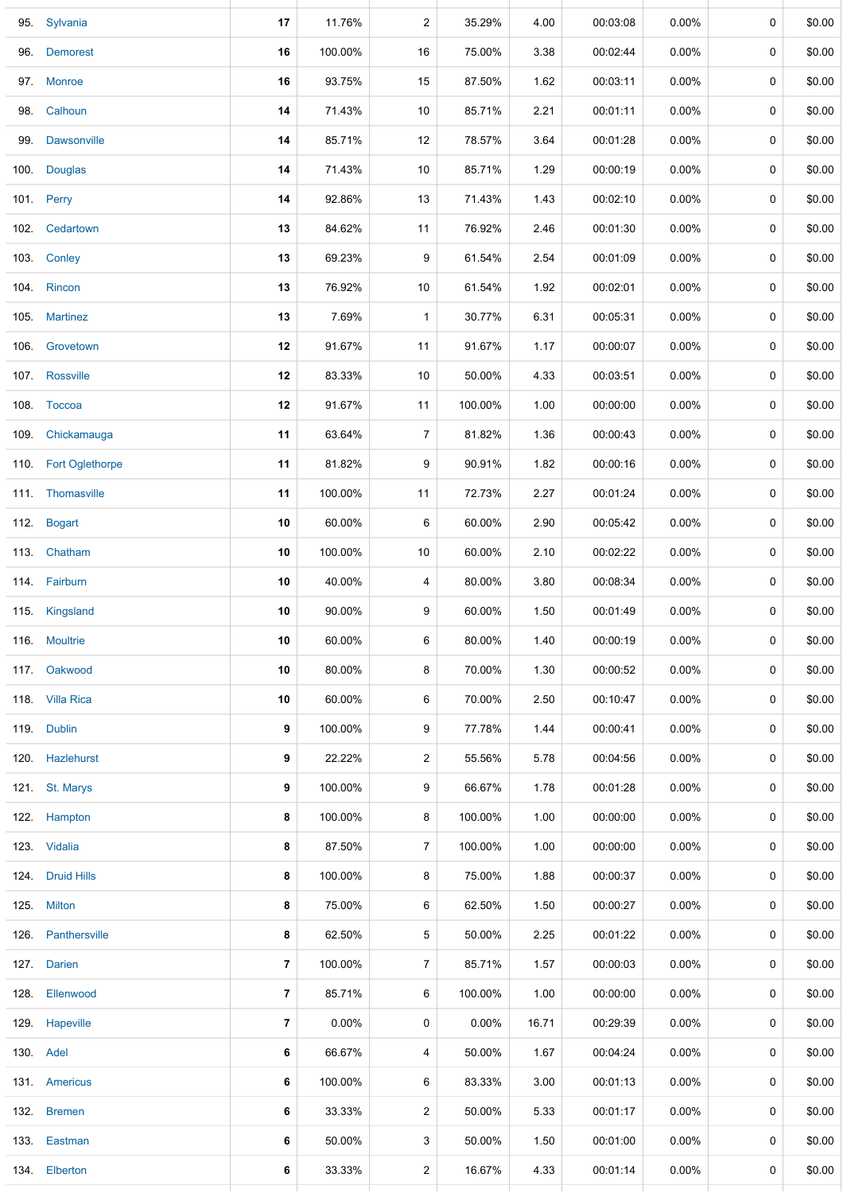| | | | | | | | | | | |
|---|---|---|---|---|---|---|---|---|---|---|
| 95. | Sylvania | **17** | 11.76% | 2 | 35.29% | 4.00 | 00:03:08 | 0.00% | 0 | $0.00 |
| 96. | Demorest | **16** | 100.00% | 16 | 75.00% | 3.38 | 00:02:44 | 0.00% | 0 | $0.00 |
| 97. | Monroe | **16** | 93.75% | 15 | 87.50% | 1.62 | 00:03:11 | 0.00% | 0 | $0.00 |
| 98. | Calhoun | **14** | 71.43% | 10 | 85.71% | 2.21 | 00:01:11 | 0.00% | 0 | $0.00 |
| 99. | Dawsonville | **14** | 85.71% | 12 | 78.57% | 3.64 | 00:01:28 | 0.00% | 0 | $0.00 |
| 100. | Douglas | **14** | 71.43% | 10 | 85.71% | 1.29 | 00:00:19 | 0.00% | 0 | $0.00 |
| 101. | Perry | **14** | 92.86% | 13 | 71.43% | 1.43 | 00:02:10 | 0.00% | 0 | $0.00 |
| 102. | Cedartown | **13** | 84.62% | 11 | 76.92% | 2.46 | 00:01:30 | 0.00% | 0 | $0.00 |
| 103. | Conley | **13** | 69.23% | 9 | 61.54% | 2.54 | 00:01:09 | 0.00% | 0 | $0.00 |
| 104. | Rincon | **13** | 76.92% | 10 | 61.54% | 1.92 | 00:02:01 | 0.00% | 0 | $0.00 |
| 105. | Martinez | **13** | 7.69% | 1 | 30.77% | 6.31 | 00:05:31 | 0.00% | 0 | $0.00 |
| 106. | Grovetown | **12** | 91.67% | 11 | 91.67% | 1.17 | 00:00:07 | 0.00% | 0 | $0.00 |
| 107. | Rossville | **12** | 83.33% | 10 | 50.00% | 4.33 | 00:03:51 | 0.00% | 0 | $0.00 |
| 108. | Toccoa | **12** | 91.67% | 11 | 100.00% | 1.00 | 00:00:00 | 0.00% | 0 | $0.00 |
| 109. | Chickamauga | **11** | 63.64% | 7 | 81.82% | 1.36 | 00:00:43 | 0.00% | 0 | $0.00 |
| 110. | Fort Oglethorpe | **11** | 81.82% | 9 | 90.91% | 1.82 | 00:00:16 | 0.00% | 0 | $0.00 |
| 111. | Thomasville | **11** | 100.00% | 11 | 72.73% | 2.27 | 00:01:24 | 0.00% | 0 | $0.00 |
| 112. | Bogart | **10** | 60.00% | 6 | 60.00% | 2.90 | 00:05:42 | 0.00% | 0 | $0.00 |
| 113. | Chatham | **10** | 100.00% | 10 | 60.00% | 2.10 | 00:02:22 | 0.00% | 0 | $0.00 |
| 114. | Fairburn | **10** | 40.00% | 4 | 80.00% | 3.80 | 00:08:34 | 0.00% | 0 | $0.00 |
| 115. | Kingsland | **10** | 90.00% | 9 | 60.00% | 1.50 | 00:01:49 | 0.00% | 0 | $0.00 |
| 116. | Moultrie | **10** | 60.00% | 6 | 80.00% | 1.40 | 00:00:19 | 0.00% | 0 | $0.00 |
| 117. | Oakwood | **10** | 80.00% | 8 | 70.00% | 1.30 | 00:00:52 | 0.00% | 0 | $0.00 |
| 118. | Villa Rica | **10** | 60.00% | 6 | 70.00% | 2.50 | 00:10:47 | 0.00% | 0 | $0.00 |
| 119. | Dublin | **9** | 100.00% | 9 | 77.78% | 1.44 | 00:00:41 | 0.00% | 0 | $0.00 |
| 120. | Hazlehurst | **9** | 22.22% | 2 | 55.56% | 5.78 | 00:04:56 | 0.00% | 0 | $0.00 |
| 121. | St. Marys | **9** | 100.00% | 9 | 66.67% | 1.78 | 00:01:28 | 0.00% | 0 | $0.00 |
| 122. | Hampton | **8** | 100.00% | 8 | 100.00% | 1.00 | 00:00:00 | 0.00% | 0 | $0.00 |
| 123. | Vidalia | **8** | 87.50% | 7 | 100.00% | 1.00 | 00:00:00 | 0.00% | 0 | $0.00 |
| 124. | Druid Hills | **8** | 100.00% | 8 | 75.00% | 1.88 | 00:00:37 | 0.00% | 0 | $0.00 |
| 125. | Milton | **8** | 75.00% | 6 | 62.50% | 1.50 | 00:00:27 | 0.00% | 0 | $0.00 |
| 126. | Panthersville | **8** | 62.50% | 5 | 50.00% | 2.25 | 00:01:22 | 0.00% | 0 | $0.00 |
| 127. | Darien | **7** | 100.00% | 7 | 85.71% | 1.57 | 00:00:03 | 0.00% | 0 | $0.00 |
| 128. | Ellenwood | **7** | 85.71% | 6 | 100.00% | 1.00 | 00:00:00 | 0.00% | 0 | $0.00 |
| 129. | Hapeville | **7** | 0.00% | 0 | 0.00% | 16.71 | 00:29:39 | 0.00% | 0 | $0.00 |
| 130. | Adel | **6** | 66.67% | 4 | 50.00% | 1.67 | 00:04:24 | 0.00% | 0 | $0.00 |
| 131. | Americus | **6** | 100.00% | 6 | 83.33% | 3.00 | 00:01:13 | 0.00% | 0 | $0.00 |
| 132. | Bremen | **6** | 33.33% | 2 | 50.00% | 5.33 | 00:01:17 | 0.00% | 0 | $0.00 |
| 133. | Eastman | **6** | 50.00% | 3 | 50.00% | 1.50 | 00:01:00 | 0.00% | 0 | $0.00 |
| 134. | Elberton | **6** | 33.33% | 2 | 16.67% | 4.33 | 00:01:14 | 0.00% | 0 | $0.00 |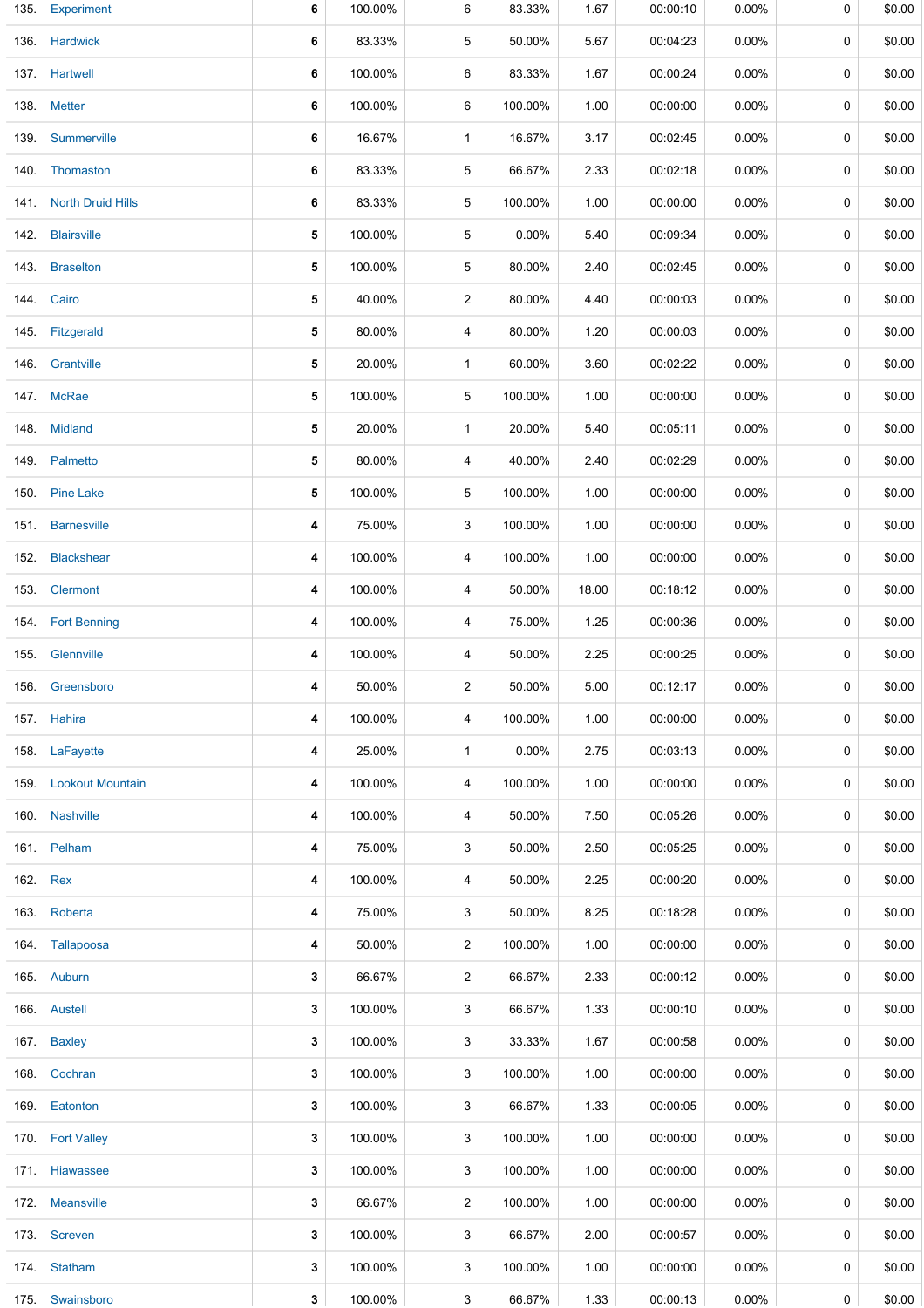| | | | | | | | | | | |
|---|---|---|---|---|---|---|---|---|---|---|
| 135. | Experiment | 6 | 100.00% | 6 | 83.33% | 1.67 | 00:00:10 | 0.00% | 0 | $0.00 |
| 136. | Hardwick | 6 | 83.33% | 5 | 50.00% | 5.67 | 00:04:23 | 0.00% | 0 | $0.00 |
| 137. | Hartwell | 6 | 100.00% | 6 | 83.33% | 1.67 | 00:00:24 | 0.00% | 0 | $0.00 |
| 138. | Metter | 6 | 100.00% | 6 | 100.00% | 1.00 | 00:00:00 | 0.00% | 0 | $0.00 |
| 139. | Summerville | 6 | 16.67% | 1 | 16.67% | 3.17 | 00:02:45 | 0.00% | 0 | $0.00 |
| 140. | Thomaston | 6 | 83.33% | 5 | 66.67% | 2.33 | 00:02:18 | 0.00% | 0 | $0.00 |
| 141. | North Druid Hills | 6 | 83.33% | 5 | 100.00% | 1.00 | 00:00:00 | 0.00% | 0 | $0.00 |
| 142. | Blairsville | 5 | 100.00% | 5 | 0.00% | 5.40 | 00:09:34 | 0.00% | 0 | $0.00 |
| 143. | Braselton | 5 | 100.00% | 5 | 80.00% | 2.40 | 00:02:45 | 0.00% | 0 | $0.00 |
| 144. | Cairo | 5 | 40.00% | 2 | 80.00% | 4.40 | 00:00:03 | 0.00% | 0 | $0.00 |
| 145. | Fitzgerald | 5 | 80.00% | 4 | 80.00% | 1.20 | 00:00:03 | 0.00% | 0 | $0.00 |
| 146. | Grantville | 5 | 20.00% | 1 | 60.00% | 3.60 | 00:02:22 | 0.00% | 0 | $0.00 |
| 147. | McRae | 5 | 100.00% | 5 | 100.00% | 1.00 | 00:00:00 | 0.00% | 0 | $0.00 |
| 148. | Midland | 5 | 20.00% | 1 | 20.00% | 5.40 | 00:05:11 | 0.00% | 0 | $0.00 |
| 149. | Palmetto | 5 | 80.00% | 4 | 40.00% | 2.40 | 00:02:29 | 0.00% | 0 | $0.00 |
| 150. | Pine Lake | 5 | 100.00% | 5 | 100.00% | 1.00 | 00:00:00 | 0.00% | 0 | $0.00 |
| 151. | Barnesville | 4 | 75.00% | 3 | 100.00% | 1.00 | 00:00:00 | 0.00% | 0 | $0.00 |
| 152. | Blackshear | 4 | 100.00% | 4 | 100.00% | 1.00 | 00:00:00 | 0.00% | 0 | $0.00 |
| 153. | Clermont | 4 | 100.00% | 4 | 50.00% | 18.00 | 00:18:12 | 0.00% | 0 | $0.00 |
| 154. | Fort Benning | 4 | 100.00% | 4 | 75.00% | 1.25 | 00:00:36 | 0.00% | 0 | $0.00 |
| 155. | Glennville | 4 | 100.00% | 4 | 50.00% | 2.25 | 00:00:25 | 0.00% | 0 | $0.00 |
| 156. | Greensboro | 4 | 50.00% | 2 | 50.00% | 5.00 | 00:12:17 | 0.00% | 0 | $0.00 |
| 157. | Hahira | 4 | 100.00% | 4 | 100.00% | 1.00 | 00:00:00 | 0.00% | 0 | $0.00 |
| 158. | LaFayette | 4 | 25.00% | 1 | 0.00% | 2.75 | 00:03:13 | 0.00% | 0 | $0.00 |
| 159. | Lookout Mountain | 4 | 100.00% | 4 | 100.00% | 1.00 | 00:00:00 | 0.00% | 0 | $0.00 |
| 160. | Nashville | 4 | 100.00% | 4 | 50.00% | 7.50 | 00:05:26 | 0.00% | 0 | $0.00 |
| 161. | Pelham | 4 | 75.00% | 3 | 50.00% | 2.50 | 00:05:25 | 0.00% | 0 | $0.00 |
| 162. | Rex | 4 | 100.00% | 4 | 50.00% | 2.25 | 00:00:20 | 0.00% | 0 | $0.00 |
| 163. | Roberta | 4 | 75.00% | 3 | 50.00% | 8.25 | 00:18:28 | 0.00% | 0 | $0.00 |
| 164. | Tallapoosa | 4 | 50.00% | 2 | 100.00% | 1.00 | 00:00:00 | 0.00% | 0 | $0.00 |
| 165. | Auburn | 3 | 66.67% | 2 | 66.67% | 2.33 | 00:00:12 | 0.00% | 0 | $0.00 |
| 166. | Austell | 3 | 100.00% | 3 | 66.67% | 1.33 | 00:00:10 | 0.00% | 0 | $0.00 |
| 167. | Baxley | 3 | 100.00% | 3 | 33.33% | 1.67 | 00:00:58 | 0.00% | 0 | $0.00 |
| 168. | Cochran | 3 | 100.00% | 3 | 100.00% | 1.00 | 00:00:00 | 0.00% | 0 | $0.00 |
| 169. | Eatonton | 3 | 100.00% | 3 | 66.67% | 1.33 | 00:00:05 | 0.00% | 0 | $0.00 |
| 170. | Fort Valley | 3 | 100.00% | 3 | 100.00% | 1.00 | 00:00:00 | 0.00% | 0 | $0.00 |
| 171. | Hiawassee | 3 | 100.00% | 3 | 100.00% | 1.00 | 00:00:00 | 0.00% | 0 | $0.00 |
| 172. | Meansville | 3 | 66.67% | 2 | 100.00% | 1.00 | 00:00:00 | 0.00% | 0 | $0.00 |
| 173. | Screven | 3 | 100.00% | 3 | 66.67% | 2.00 | 00:00:57 | 0.00% | 0 | $0.00 |
| 174. | Statham | 3 | 100.00% | 3 | 100.00% | 1.00 | 00:00:00 | 0.00% | 0 | $0.00 |
| 175. | Swainsboro | 3 | 100.00% | 3 | 66.67% | 1.33 | 00:00:13 | 0.00% | 0 | $0.00 |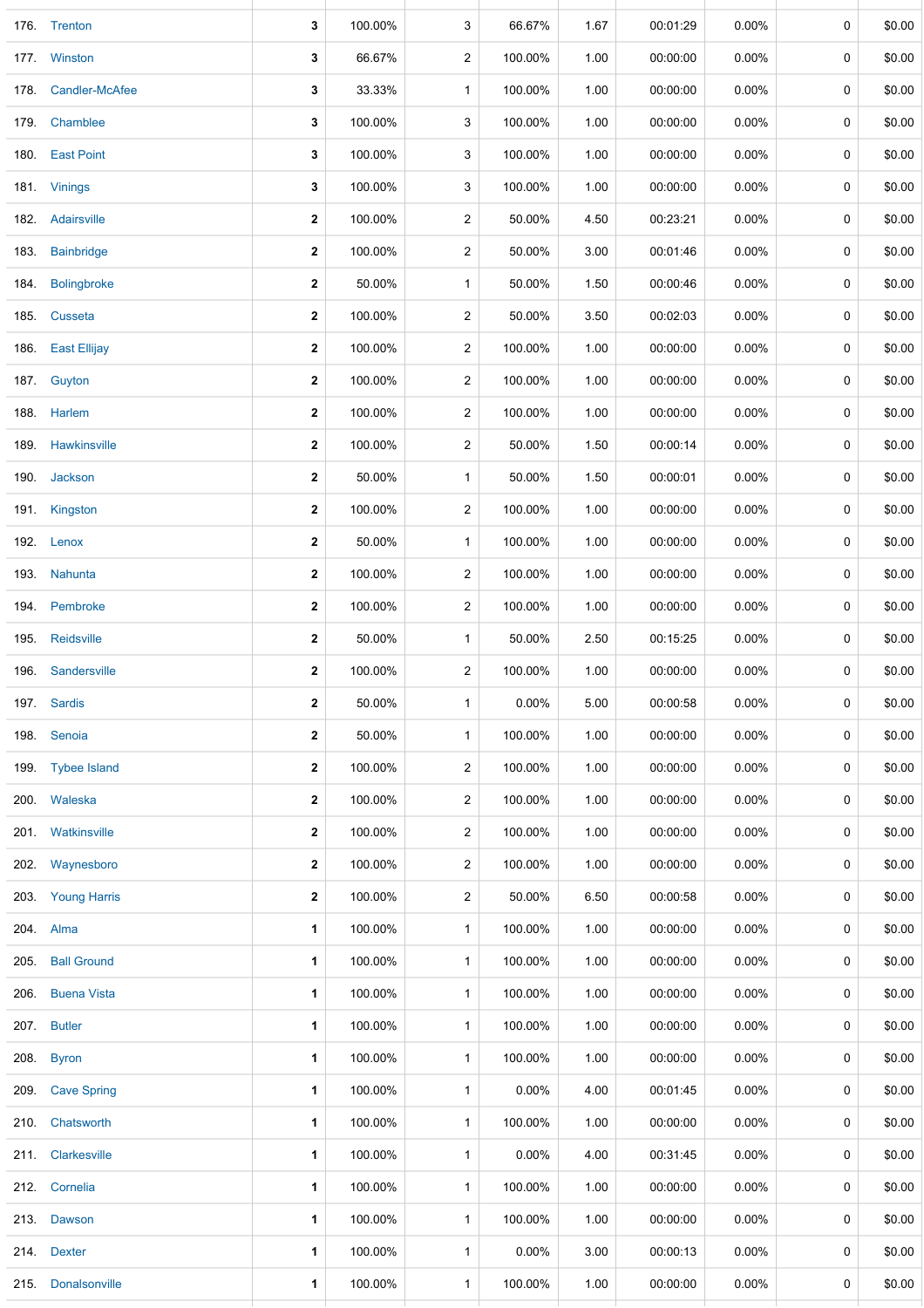| | | | | | | | | | | |
|---|---|---|---|---|---|---|---|---|---|---|
| 176. | Trenton | 3 | 100.00% | 3 | 66.67% | 1.67 | 00:01:29 | 0.00% | 0 | $0.00 |
| 177. | Winston | 3 | 66.67% | 2 | 100.00% | 1.00 | 00:00:00 | 0.00% | 0 | $0.00 |
| 178. | Candler-McAfee | 3 | 33.33% | 1 | 100.00% | 1.00 | 00:00:00 | 0.00% | 0 | $0.00 |
| 179. | Chamblee | 3 | 100.00% | 3 | 100.00% | 1.00 | 00:00:00 | 0.00% | 0 | $0.00 |
| 180. | East Point | 3 | 100.00% | 3 | 100.00% | 1.00 | 00:00:00 | 0.00% | 0 | $0.00 |
| 181. | Vinings | 3 | 100.00% | 3 | 100.00% | 1.00 | 00:00:00 | 0.00% | 0 | $0.00 |
| 182. | Adairsville | 2 | 100.00% | 2 | 50.00% | 4.50 | 00:23:21 | 0.00% | 0 | $0.00 |
| 183. | Bainbridge | 2 | 100.00% | 2 | 50.00% | 3.00 | 00:01:46 | 0.00% | 0 | $0.00 |
| 184. | Bolingbroke | 2 | 50.00% | 1 | 50.00% | 1.50 | 00:00:46 | 0.00% | 0 | $0.00 |
| 185. | Cusseta | 2 | 100.00% | 2 | 50.00% | 3.50 | 00:02:03 | 0.00% | 0 | $0.00 |
| 186. | East Ellijay | 2 | 100.00% | 2 | 100.00% | 1.00 | 00:00:00 | 0.00% | 0 | $0.00 |
| 187. | Guyton | 2 | 100.00% | 2 | 100.00% | 1.00 | 00:00:00 | 0.00% | 0 | $0.00 |
| 188. | Harlem | 2 | 100.00% | 2 | 100.00% | 1.00 | 00:00:00 | 0.00% | 0 | $0.00 |
| 189. | Hawkinsville | 2 | 100.00% | 2 | 50.00% | 1.50 | 00:00:14 | 0.00% | 0 | $0.00 |
| 190. | Jackson | 2 | 50.00% | 1 | 50.00% | 1.50 | 00:00:01 | 0.00% | 0 | $0.00 |
| 191. | Kingston | 2 | 100.00% | 2 | 100.00% | 1.00 | 00:00:00 | 0.00% | 0 | $0.00 |
| 192. | Lenox | 2 | 50.00% | 1 | 100.00% | 1.00 | 00:00:00 | 0.00% | 0 | $0.00 |
| 193. | Nahunta | 2 | 100.00% | 2 | 100.00% | 1.00 | 00:00:00 | 0.00% | 0 | $0.00 |
| 194. | Pembroke | 2 | 100.00% | 2 | 100.00% | 1.00 | 00:00:00 | 0.00% | 0 | $0.00 |
| 195. | Reidsville | 2 | 50.00% | 1 | 50.00% | 2.50 | 00:15:25 | 0.00% | 0 | $0.00 |
| 196. | Sandersville | 2 | 100.00% | 2 | 100.00% | 1.00 | 00:00:00 | 0.00% | 0 | $0.00 |
| 197. | Sardis | 2 | 50.00% | 1 | 0.00% | 5.00 | 00:00:58 | 0.00% | 0 | $0.00 |
| 198. | Senoia | 2 | 50.00% | 1 | 100.00% | 1.00 | 00:00:00 | 0.00% | 0 | $0.00 |
| 199. | Tybee Island | 2 | 100.00% | 2 | 100.00% | 1.00 | 00:00:00 | 0.00% | 0 | $0.00 |
| 200. | Waleska | 2 | 100.00% | 2 | 100.00% | 1.00 | 00:00:00 | 0.00% | 0 | $0.00 |
| 201. | Watkinsville | 2 | 100.00% | 2 | 100.00% | 1.00 | 00:00:00 | 0.00% | 0 | $0.00 |
| 202. | Waynesboro | 2 | 100.00% | 2 | 100.00% | 1.00 | 00:00:00 | 0.00% | 0 | $0.00 |
| 203. | Young Harris | 2 | 100.00% | 2 | 50.00% | 6.50 | 00:00:58 | 0.00% | 0 | $0.00 |
| 204. | Alma | 1 | 100.00% | 1 | 100.00% | 1.00 | 00:00:00 | 0.00% | 0 | $0.00 |
| 205. | Ball Ground | 1 | 100.00% | 1 | 100.00% | 1.00 | 00:00:00 | 0.00% | 0 | $0.00 |
| 206. | Buena Vista | 1 | 100.00% | 1 | 100.00% | 1.00 | 00:00:00 | 0.00% | 0 | $0.00 |
| 207. | Butler | 1 | 100.00% | 1 | 100.00% | 1.00 | 00:00:00 | 0.00% | 0 | $0.00 |
| 208. | Byron | 1 | 100.00% | 1 | 100.00% | 1.00 | 00:00:00 | 0.00% | 0 | $0.00 |
| 209. | Cave Spring | 1 | 100.00% | 1 | 0.00% | 4.00 | 00:01:45 | 0.00% | 0 | $0.00 |
| 210. | Chatsworth | 1 | 100.00% | 1 | 100.00% | 1.00 | 00:00:00 | 0.00% | 0 | $0.00 |
| 211. | Clarkesville | 1 | 100.00% | 1 | 0.00% | 4.00 | 00:31:45 | 0.00% | 0 | $0.00 |
| 212. | Cornelia | 1 | 100.00% | 1 | 100.00% | 1.00 | 00:00:00 | 0.00% | 0 | $0.00 |
| 213. | Dawson | 1 | 100.00% | 1 | 100.00% | 1.00 | 00:00:00 | 0.00% | 0 | $0.00 |
| 214. | Dexter | 1 | 100.00% | 1 | 0.00% | 3.00 | 00:00:13 | 0.00% | 0 | $0.00 |
| 215. | Donalsonville | 1 | 100.00% | 1 | 100.00% | 1.00 | 00:00:00 | 0.00% | 0 | $0.00 |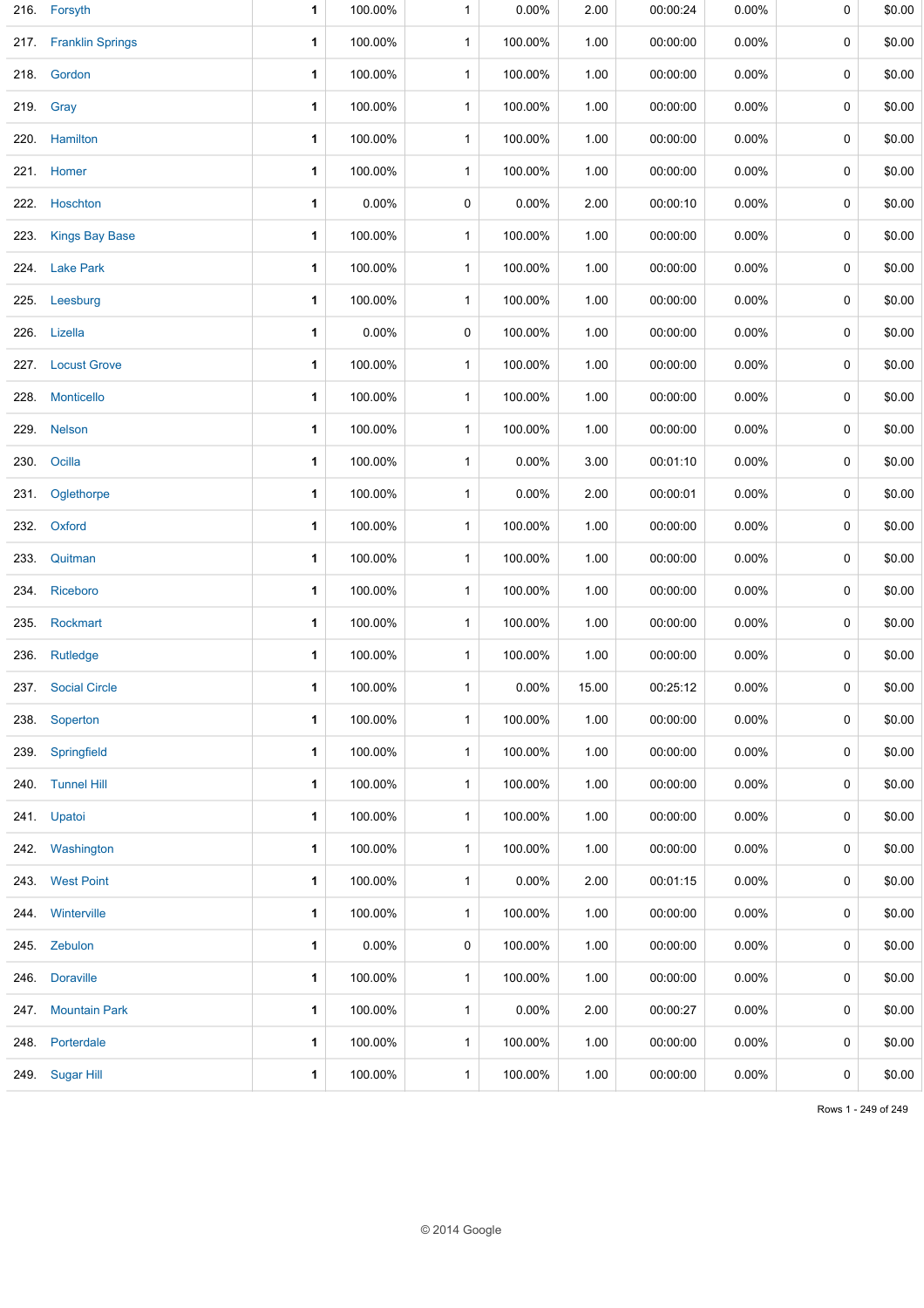| | | | | | | | | | | |
|---|---|---|---|---|---|---|---|---|---|---|
| 216. | Forsyth | 1 | 100.00% | 1 | 0.00% | 2.00 | 00:00:24 | 0.00% | 0 | $0.00 |
| 217. | Franklin Springs | 1 | 100.00% | 1 | 100.00% | 1.00 | 00:00:00 | 0.00% | 0 | $0.00 |
| 218. | Gordon | 1 | 100.00% | 1 | 100.00% | 1.00 | 00:00:00 | 0.00% | 0 | $0.00 |
| 219. | Gray | 1 | 100.00% | 1 | 100.00% | 1.00 | 00:00:00 | 0.00% | 0 | $0.00 |
| 220. | Hamilton | 1 | 100.00% | 1 | 100.00% | 1.00 | 00:00:00 | 0.00% | 0 | $0.00 |
| 221. | Homer | 1 | 100.00% | 1 | 100.00% | 1.00 | 00:00:00 | 0.00% | 0 | $0.00 |
| 222. | Hoschton | 1 | 0.00% | 0 | 0.00% | 2.00 | 00:00:10 | 0.00% | 0 | $0.00 |
| 223. | Kings Bay Base | 1 | 100.00% | 1 | 100.00% | 1.00 | 00:00:00 | 0.00% | 0 | $0.00 |
| 224. | Lake Park | 1 | 100.00% | 1 | 100.00% | 1.00 | 00:00:00 | 0.00% | 0 | $0.00 |
| 225. | Leesburg | 1 | 100.00% | 1 | 100.00% | 1.00 | 00:00:00 | 0.00% | 0 | $0.00 |
| 226. | Lizella | 1 | 0.00% | 0 | 100.00% | 1.00 | 00:00:00 | 0.00% | 0 | $0.00 |
| 227. | Locust Grove | 1 | 100.00% | 1 | 100.00% | 1.00 | 00:00:00 | 0.00% | 0 | $0.00 |
| 228. | Monticello | 1 | 100.00% | 1 | 100.00% | 1.00 | 00:00:00 | 0.00% | 0 | $0.00 |
| 229. | Nelson | 1 | 100.00% | 1 | 100.00% | 1.00 | 00:00:00 | 0.00% | 0 | $0.00 |
| 230. | Ocilla | 1 | 100.00% | 1 | 0.00% | 3.00 | 00:01:10 | 0.00% | 0 | $0.00 |
| 231. | Oglethorpe | 1 | 100.00% | 1 | 0.00% | 2.00 | 00:00:01 | 0.00% | 0 | $0.00 |
| 232. | Oxford | 1 | 100.00% | 1 | 100.00% | 1.00 | 00:00:00 | 0.00% | 0 | $0.00 |
| 233. | Quitman | 1 | 100.00% | 1 | 100.00% | 1.00 | 00:00:00 | 0.00% | 0 | $0.00 |
| 234. | Riceboro | 1 | 100.00% | 1 | 100.00% | 1.00 | 00:00:00 | 0.00% | 0 | $0.00 |
| 235. | Rockmart | 1 | 100.00% | 1 | 100.00% | 1.00 | 00:00:00 | 0.00% | 0 | $0.00 |
| 236. | Rutledge | 1 | 100.00% | 1 | 100.00% | 1.00 | 00:00:00 | 0.00% | 0 | $0.00 |
| 237. | Social Circle | 1 | 100.00% | 1 | 0.00% | 15.00 | 00:25:12 | 0.00% | 0 | $0.00 |
| 238. | Soperton | 1 | 100.00% | 1 | 100.00% | 1.00 | 00:00:00 | 0.00% | 0 | $0.00 |
| 239. | Springfield | 1 | 100.00% | 1 | 100.00% | 1.00 | 00:00:00 | 0.00% | 0 | $0.00 |
| 240. | Tunnel Hill | 1 | 100.00% | 1 | 100.00% | 1.00 | 00:00:00 | 0.00% | 0 | $0.00 |
| 241. | Upatoi | 1 | 100.00% | 1 | 100.00% | 1.00 | 00:00:00 | 0.00% | 0 | $0.00 |
| 242. | Washington | 1 | 100.00% | 1 | 100.00% | 1.00 | 00:00:00 | 0.00% | 0 | $0.00 |
| 243. | West Point | 1 | 100.00% | 1 | 0.00% | 2.00 | 00:01:15 | 0.00% | 0 | $0.00 |
| 244. | Winterville | 1 | 100.00% | 1 | 100.00% | 1.00 | 00:00:00 | 0.00% | 0 | $0.00 |
| 245. | Zebulon | 1 | 0.00% | 0 | 100.00% | 1.00 | 00:00:00 | 0.00% | 0 | $0.00 |
| 246. | Doraville | 1 | 100.00% | 1 | 100.00% | 1.00 | 00:00:00 | 0.00% | 0 | $0.00 |
| 247. | Mountain Park | 1 | 100.00% | 1 | 0.00% | 2.00 | 00:00:27 | 0.00% | 0 | $0.00 |
| 248. | Porterdale | 1 | 100.00% | 1 | 100.00% | 1.00 | 00:00:00 | 0.00% | 0 | $0.00 |
| 249. | Sugar Hill | 1 | 100.00% | 1 | 100.00% | 1.00 | 00:00:00 | 0.00% | 0 | $0.00 |

Rows 1 - 249 of 249

© 2014 Google